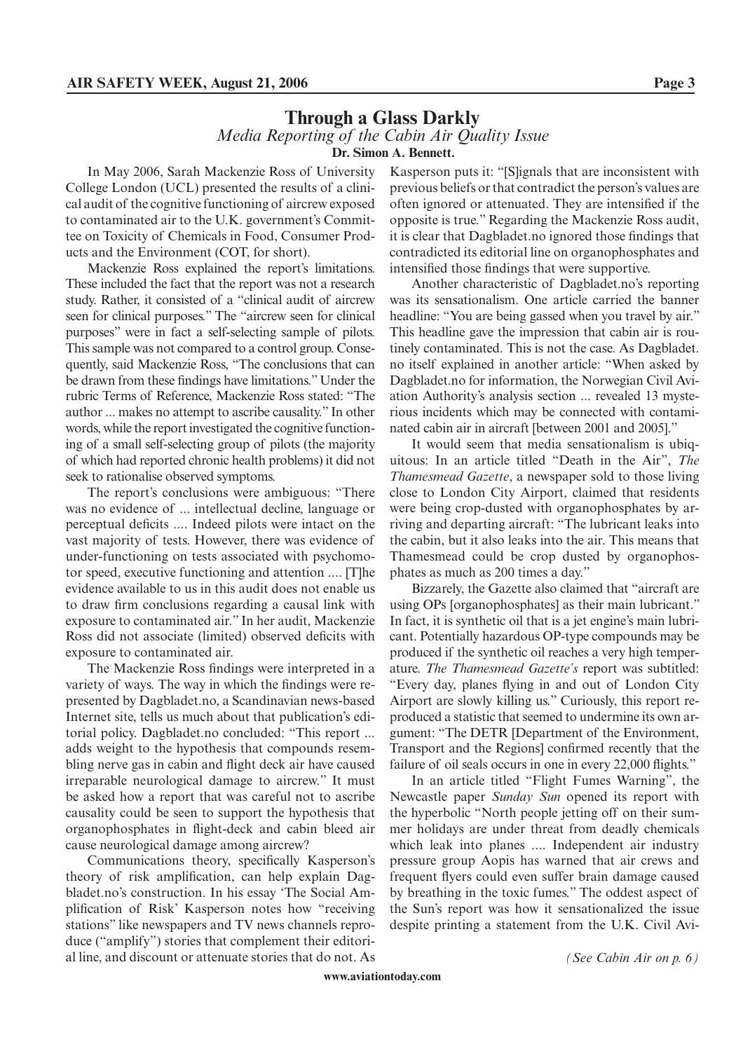# Through a Glass Darkly

*Media Reporting of the Cabin Air Quality Issue*

**Dr. Simon A. Bennett.**

In May 2006, Sarah Mackenzie Ross of University College London (UCL) presented the results of a clinical audit of the cognitive functioning of aircrew exposed to contaminated air to the U.K. government's Committee on Toxicity of Chemicals in Food, Consumer Products and the Environment (COT, for short).

Mackenzie Ross explained the report's limitations. These included the fact that the report was not a research study. Rather, it consisted of a "clinical audit of aircrew seen for clinical purposes." The "aircrew seen for clinical purposes" were in fact a self-selecting sample of pilots. This sample was not compared to a control group. Consequently, said Mackenzie Ross, "The conclusions that can be drawn from these findings have limitations." Under the rubric Terms of Reference, Mackenzie Ross stated: "The author ... makes no attempt to ascribe causality." In other words, while the report investigated the cognitive functioning of a small self-selecting group of pilots (the majority of which had reported chronic health problems) it did not seek to rationalise observed symptoms.

The report's conclusions were ambiguous: "There was no evidence of ... intellectual decline, language or perceptual deficits .... Indeed pilots were intact on the vast majority of tests. However, there was evidence of under-functioning on tests associated with psychomotor speed, executive functioning and attention .... [T]he evidence available to us in this audit does not enable us to draw firm conclusions regarding a causal link with exposure to contaminated air." In her audit, Mackenzie Ross did not associate (limited) observed deficits with exposure to contaminated air.

The Mackenzie Ross findings were interpreted in a variety of ways. The way in which the findings were represented by Dagbladet.no, a Scandinavian news-based Internet site, tells us much about that publication's editorial policy. Dagbladet.no concluded: "This report ... adds weight to the hypothesis that compounds resembling nerve gas in cabin and flight deck air have caused irreparable neurological damage to aircrew." It must be asked how a report that was careful not to ascribe causality could be seen to support the hypothesis that organophosphates in flight-deck and cabin bleed air cause neurological damage among aircrew?

Communications theory, specifically Kasperson's theory of risk amplification, can help explain Dagbladet.no's construction. In his essay 'The Social Amplification of Risk' Kasperson notes how "receiving stations" like newspapers and TV news channels reproduce ("amplify") stories that complement their editorial line, and discount or attenuate stories that do not. As Kasperson puts it: "[S]ignals that are inconsistent with previous beliefs or that contradict the person's values are often ignored or attenuated. They are intensified if the opposite is true." Regarding the Mackenzie Ross audit, it is clear that Dagbladet.no ignored those findings that contradicted its editorial line on organophosphates and intensified those findings that were supportive.

Another characteristic of Dagbladet.no's reporting was its sensationalism. One article carried the banner headline: "You are being gassed when you travel by air." This headline gave the impression that cabin air is routinely contaminated. This is not the case. As Dagbladet.no itself explained in another article: "When asked by Dagbladet.no for information, the Norwegian Civil Aviation Authority's analysis section ... revealed 13 mysterious incidents which may be connected with contaminated cabin air in aircraft [between 2001 and 2005]."

It would seem that media sensationalism is ubiquitous: In an article titled "Death in the Air", *The Thamesmead Gazette*, a newspaper sold to those living close to London City Airport, claimed that residents were being crop-dusted with organophosphates by arriving and departing aircraft: "The lubricant leaks into the cabin, but it also leaks into the air. This means that Thamesmead could be crop dusted by organophosphates as much as 200 times a day."

Bizzarely, the Gazette also claimed that "aircraft are using OPs [organophosphates] as their main lubricant." In fact, it is synthetic oil that is a jet engine's main lubricant. Potentially hazardous OP-type compounds may be produced if the synthetic oil reaches a very high temperature. *The Thamesmead Gazette's* report was subtitled: "Every day, planes flying in and out of London City Airport are slowly killing us." Curiously, this report reproduced a statistic that seemed to undermine its own argument: "The DETR [Department of the Environment, Transport and the Regions] confirmed recently that the failure of oil seals occurs in one in every 22,000 flights."

In an article titled "Flight Fumes Warning", the Newcastle paper *Sunday Sun* opened its report with the hyperbolic "North people jetting off on their summer holidays are under threat from deadly chemicals which leak into planes .... Independent air industry pressure group Aopis has warned that air crews and frequent flyers could even suffer brain damage caused by breathing in the toxic fumes." The oddest aspect of the Sun's report was how it sensationalized the issue despite printing a statement from the U.K. Civil Avi-

*(See Cabin Air on p. 6)*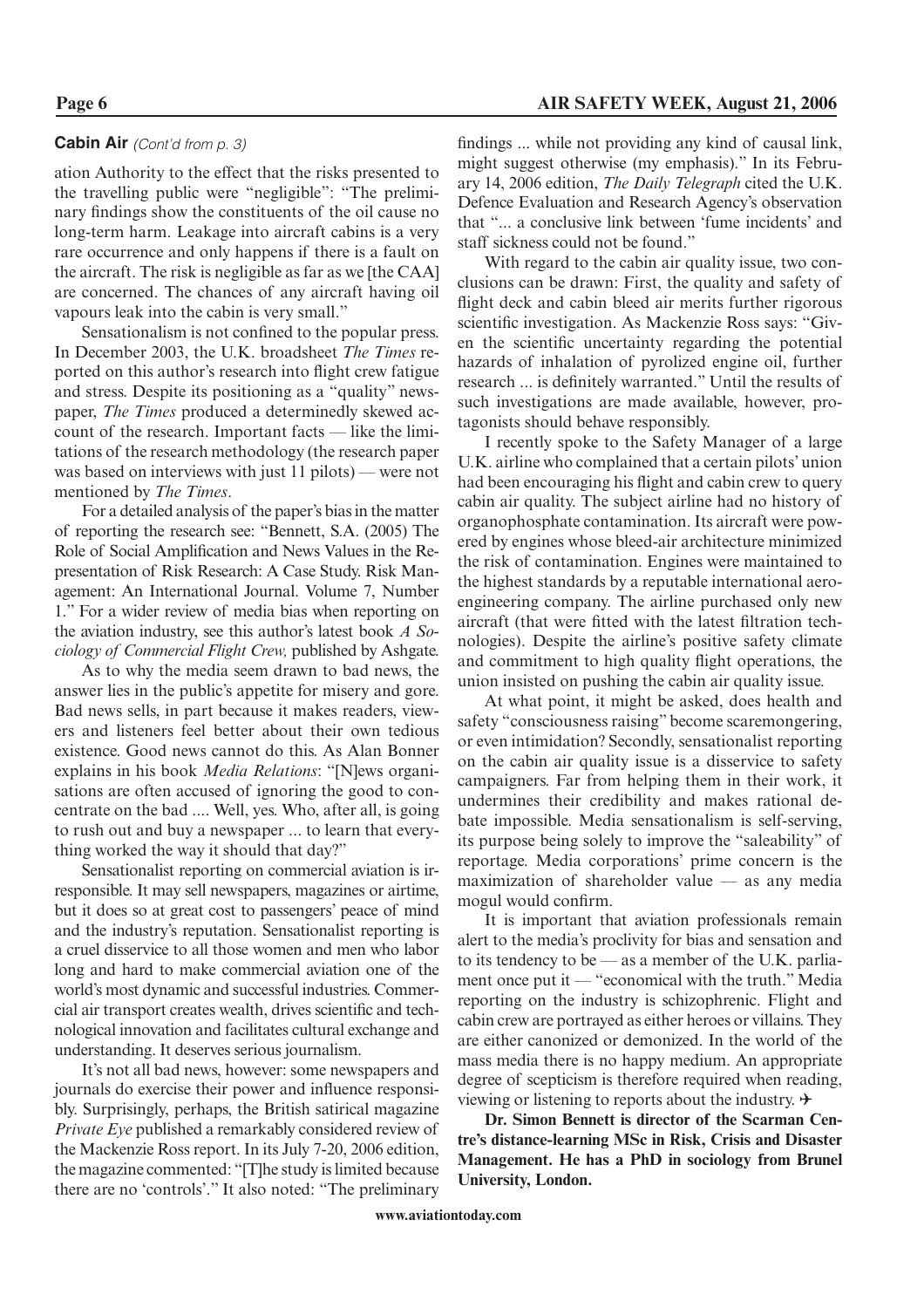**Cabin Air** *(Cont'd from p. 3)*

ation Authority to the effect that the risks presented to the travelling public were "negligible": "The preliminary findings show the constituents of the oil cause no long-term harm. Leakage into aircraft cabins is a very rare occurrence and only happens if there is a fault on the aircraft. The risk is negligible as far as we [the CAA] are concerned. The chances of any aircraft having oil vapours leak into the cabin is very small."

Sensationalism is not confined to the popular press. In December 2003, the U.K. broadsheet *The Times* reported on this author's research into flight crew fatigue and stress. Despite its positioning as a "quality" newspaper, *The Times* produced a determinedly skewed account of the research. Important facts — like the limitations of the research methodology (the research paper was based on interviews with just 11 pilots) — were not mentioned by *The Times*.

For a detailed analysis of the paper's bias in the matter of reporting the research see: "Bennett, S.A. (2005) The Role of Social Amplification and News Values in the Representation of Risk Research: A Case Study. Risk Management: An International Journal. Volume 7, Number 1." For a wider review of media bias when reporting on the aviation industry, see this author's latest book *A Sociology of Commercial Flight Crew,* published by Ashgate.

As to why the media seem drawn to bad news, the answer lies in the public's appetite for misery and gore. Bad news sells, in part because it makes readers, viewers and listeners feel better about their own tedious existence. Good news cannot do this. As Alan Bonner explains in his book *Media Relations*: "[N]ews organisations are often accused of ignoring the good to concentrate on the bad .... Well, yes. Who, after all, is going to rush out and buy a newspaper ... to learn that everything worked the way it should that day?"

Sensationalist reporting on commercial aviation is irresponsible. It may sell newspapers, magazines or airtime, but it does so at great cost to passengers' peace of mind and the industry's reputation. Sensationalist reporting is a cruel disservice to all those women and men who labor long and hard to make commercial aviation one of the world's most dynamic and successful industries. Commercial air transport creates wealth, drives scientific and technological innovation and facilitates cultural exchange and understanding. It deserves serious journalism.

It's not all bad news, however: some newspapers and journals do exercise their power and influence responsibly. Surprisingly, perhaps, the British satirical magazine *Private Eye* published a remarkably considered review of the Mackenzie Ross report. In its July 7-20, 2006 edition, the magazine commented: "[T]he study is limited because there are no 'controls'." It also noted: "The preliminary findings ... while not providing any kind of causal link, might suggest otherwise (my emphasis)." In its February 14, 2006 edition, *The Daily Telegraph* cited the U.K. Defence Evaluation and Research Agency's observation that "... a conclusive link between 'fume incidents' and staff sickness could not be found."

With regard to the cabin air quality issue, two conclusions can be drawn: First, the quality and safety of flight deck and cabin bleed air merits further rigorous scientific investigation. As Mackenzie Ross says: "Given the scientific uncertainty regarding the potential hazards of inhalation of pyrolized engine oil, further research ... is definitely warranted." Until the results of such investigations are made available, however, protagonists should behave responsibly.

I recently spoke to the Safety Manager of a large U.K. airline who complained that a certain pilots' union had been encouraging his flight and cabin crew to query cabin air quality. The subject airline had no history of organophosphate contamination. Its aircraft were powered by engines whose bleed-air architecture minimized the risk of contamination. Engines were maintained to the highest standards by a reputable international aero-engineering company. The airline purchased only new aircraft (that were fitted with the latest filtration technologies). Despite the airline's positive safety climate and commitment to high quality flight operations, the union insisted on pushing the cabin air quality issue.

At what point, it might be asked, does health and safety "consciousness raising" become scaremongering, or even intimidation? Secondly, sensationalist reporting on the cabin air quality issue is a disservice to safety campaigners. Far from helping them in their work, it undermines their credibility and makes rational debate impossible. Media sensationalism is self-serving, its purpose being solely to improve the "saleability" of reportage. Media corporations' prime concern is the maximization of shareholder value — as any media mogul would confirm.

It is important that aviation professionals remain alert to the media's proclivity for bias and sensation and to its tendency to be — as a member of the U.K. parliament once put it — "economical with the truth." Media reporting on the industry is schizophrenic. Flight and cabin crew are portrayed as either heroes or villains. They are either canonized or demonized. In the world of the mass media there is no happy medium. An appropriate degree of scepticism is therefore required when reading, viewing or listening to reports about the industry. ✈

**Dr. Simon Bennett is director of the Scarman Centre's distance-learning MSc in Risk, Crisis and Disaster Management. He has a PhD in sociology from Brunel University, London.**

www.aviationtoday.com